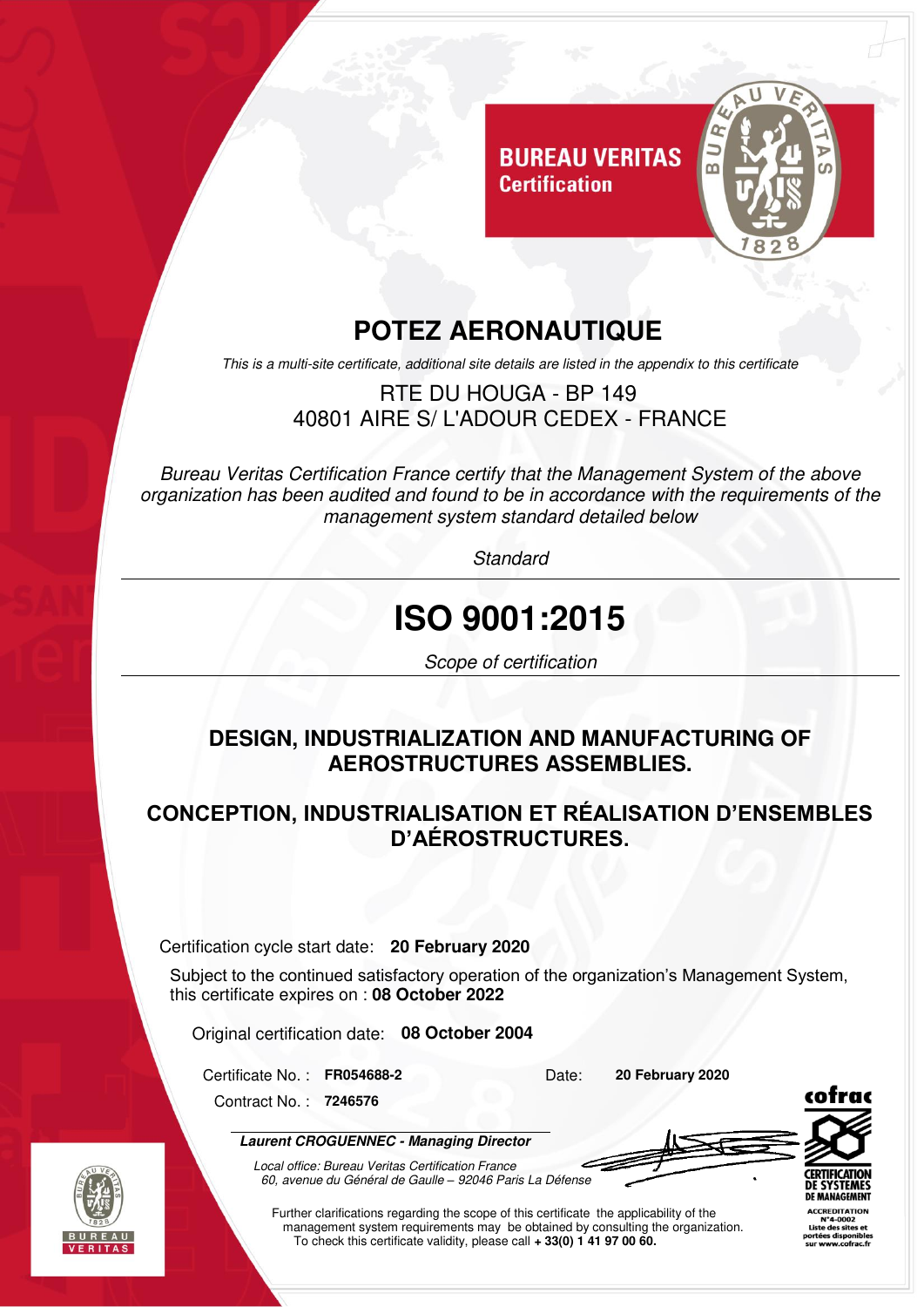**BUREAU VERITAS**
**Certification**

# POTEZ AERONAUTIQUE

*This is a multi-site certificate, additional site details are listed in the appendix to this certificate*

RTE DU HOUGA - BP 149
40801 AIRE S/ L'ADOUR CEDEX - FRANCE

*Bureau Veritas Certification France certify that the Management System of the above organization has been audited and found to be in accordance with the requirements of the management system standard detailed below*

*Standard*

# ISO 9001:2015

*Scope of certification*

**DESIGN, INDUSTRIALIZATION AND MANUFACTURING OF AEROSTRUCTURES ASSEMBLIES.**

**CONCEPTION, INDUSTRIALISATION ET RÉALISATION D'ENSEMBLES D'AÉROSTRUCTURES.**

Certification cycle start date: **20 February 2020**

Subject to the continued satisfactory operation of the organization's Management System, this certificate expires on : **08 October 2022**

Original certification date: **08 October 2004**

Certificate No. : **FR054688-2** Date: **20 February 2020**

Contract No. : **7246576**

***Laurent CROGUENNEC - Managing Director***

*Local office: Bureau Veritas Certification France*
*60, avenue du Général de Gaulle – 92046 Paris La Défense*

Further clarifications regarding the scope of this certificate the applicability of the management system requirements may be obtained by consulting the organization.
To check this certificate validity, please call **+ 33(0) 1 41 97 00 60.**

cofrac
CERTIFICATION DE SYSTEMES DE MANAGEMENT
ACCREDITATION N°4-0002
Liste des sites et portées disponibles sur www.cofrac.fr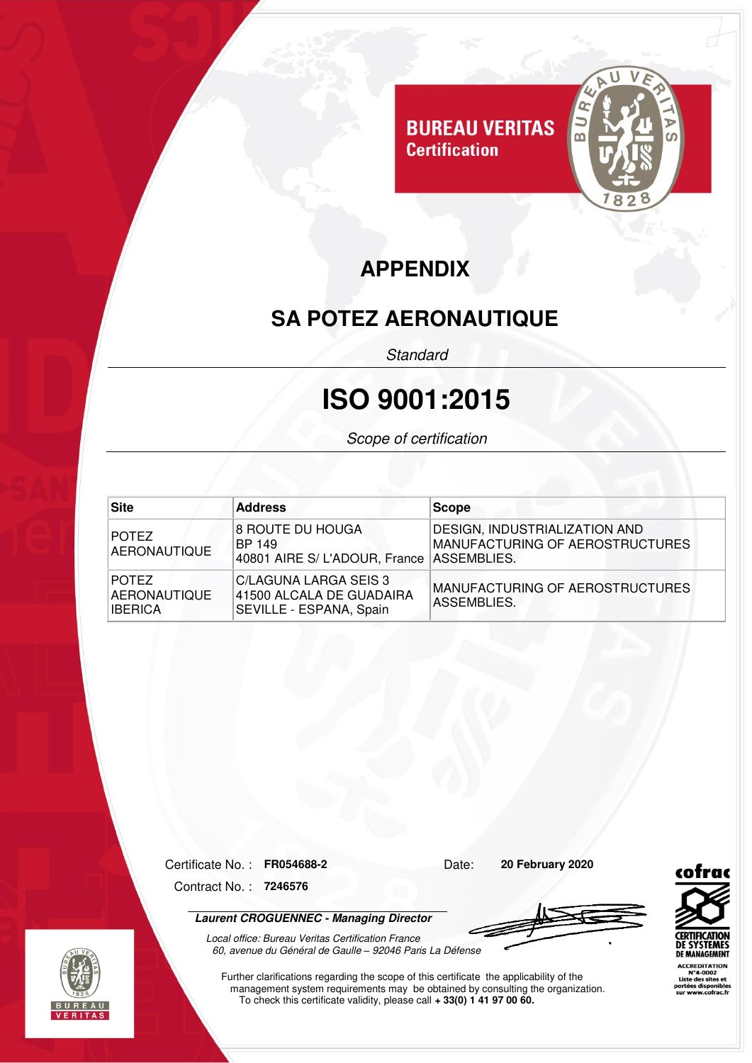**BUREAU VERITAS**
**Certification**

# APPENDIX

## SA POTEZ AERONAUTIQUE

*Standard*

# ISO 9001:2015

*Scope of certification*

| Site | Address | Scope |
|---|---|---|
| POTEZ AERONAUTIQUE | 8 ROUTE DU HOUGA<br>BP 149<br>40801 AIRE S/ L'ADOUR, France | DESIGN, INDUSTRIALIZATION AND MANUFACTURING OF AEROSTRUCTURES ASSEMBLIES. |
| POTEZ AERONAUTIQUE IBERICA | C/LAGUNA LARGA SEIS 3<br>41500 ALCALA DE GUADAIRA<br>SEVILLE - ESPANA, Spain | MANUFACTURING OF AEROSTRUCTURES ASSEMBLIES. |

Certificate No. : **FR054688-2**

Date: **20 February 2020**

Contract No. : **7246576**

***Laurent CROGUENNEC - Managing Director***

*Local office: Bureau Veritas Certification France*
*60, avenue du Général de Gaulle – 92046 Paris La Défense*

Further clarifications regarding the scope of this certificate the applicability of the management system requirements may be obtained by consulting the organization.
To check this certificate validity, please call **+ 33(0) 1 41 97 00 60.**

cofrac
CERTIFICATION DE SYSTEMES DE MANAGEMENT
ACCREDITATION N°4-0002
Liste des sites et portées disponibles sur www.cofrac.fr